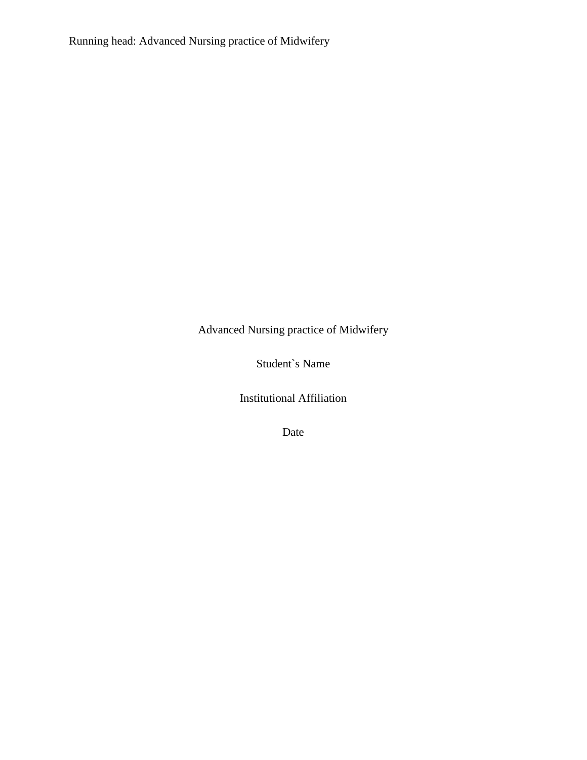Advanced Nursing practice of Midwifery

Student`s Name

Institutional Affiliation

Date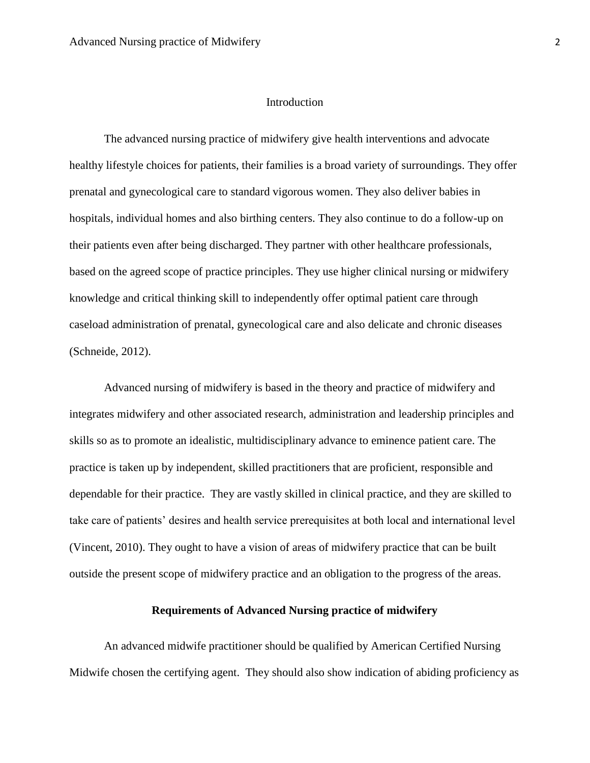## Introduction

The advanced nursing practice of midwifery give health interventions and advocate healthy lifestyle choices for patients, their families is a broad variety of surroundings. They offer prenatal and gynecological care to standard vigorous women. They also deliver babies in hospitals, individual homes and also birthing centers. They also continue to do a follow-up on their patients even after being discharged. They partner with other healthcare professionals, based on the agreed scope of practice principles. They use higher clinical nursing or midwifery knowledge and critical thinking skill to independently offer optimal patient care through caseload administration of prenatal, gynecological care and also delicate and chronic diseases (Schneide, 2012).

Advanced nursing of midwifery is based in the theory and practice of midwifery and integrates midwifery and other associated research, administration and leadership principles and skills so as to promote an idealistic, multidisciplinary advance to eminence patient care. The practice is taken up by independent, skilled practitioners that are proficient, responsible and dependable for their practice. They are vastly skilled in clinical practice, and they are skilled to take care of patients' desires and health service prerequisites at both local and international level (Vincent, 2010). They ought to have a vision of areas of midwifery practice that can be built outside the present scope of midwifery practice and an obligation to the progress of the areas.

## **Requirements of Advanced Nursing practice of midwifery**

An advanced midwife practitioner should be qualified by American Certified Nursing Midwife chosen the certifying agent. They should also show indication of abiding proficiency as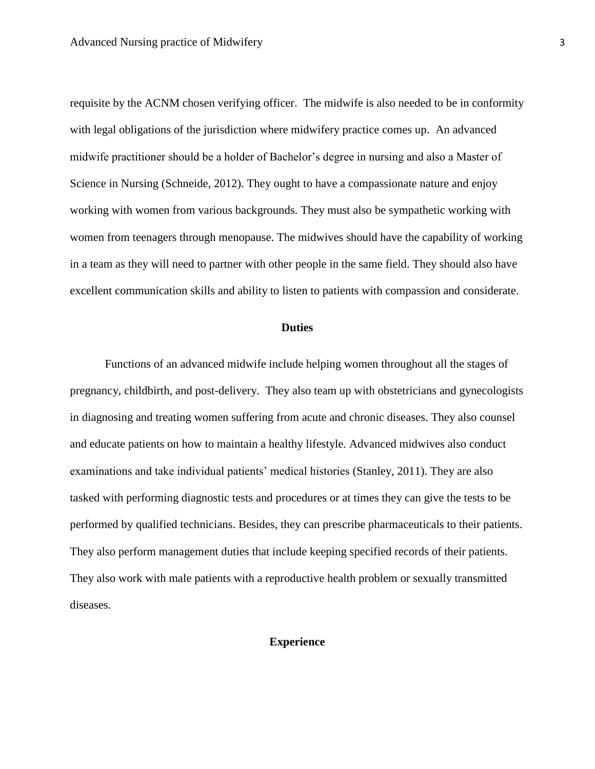requisite by the ACNM chosen verifying officer. The midwife is also needed to be in conformity with legal obligations of the jurisdiction where midwifery practice comes up. An advanced midwife practitioner should be a holder of Bachelor's degree in nursing and also a Master of Science in Nursing (Schneide, 2012). They ought to have a compassionate nature and enjoy working with women from various backgrounds. They must also be sympathetic working with women from teenagers through menopause. The midwives should have the capability of working in a team as they will need to partner with other people in the same field. They should also have excellent communication skills and ability to listen to patients with compassion and considerate.

## Duties

Functions of an advanced midwife include helping women throughout all the stages of pregnancy, childbirth, and post-delivery. They also team up with obstetricians and gynecologists in diagnosing and treating women suffering from acute and chronic diseases. They also counsel and educate patients on how to maintain a healthy lifestyle. Advanced midwives also conduct examinations and take individual patients' medical histories (Stanley, 2011). They are also tasked with performing diagnostic tests and procedures or at times they can give the tests to be performed by qualified technicians. Besides, they can prescribe pharmaceuticals to their patients. They also perform management duties that include keeping specified records of their patients. They also work with male patients with a reproductive health problem or sexually transmitted diseases.

## Experience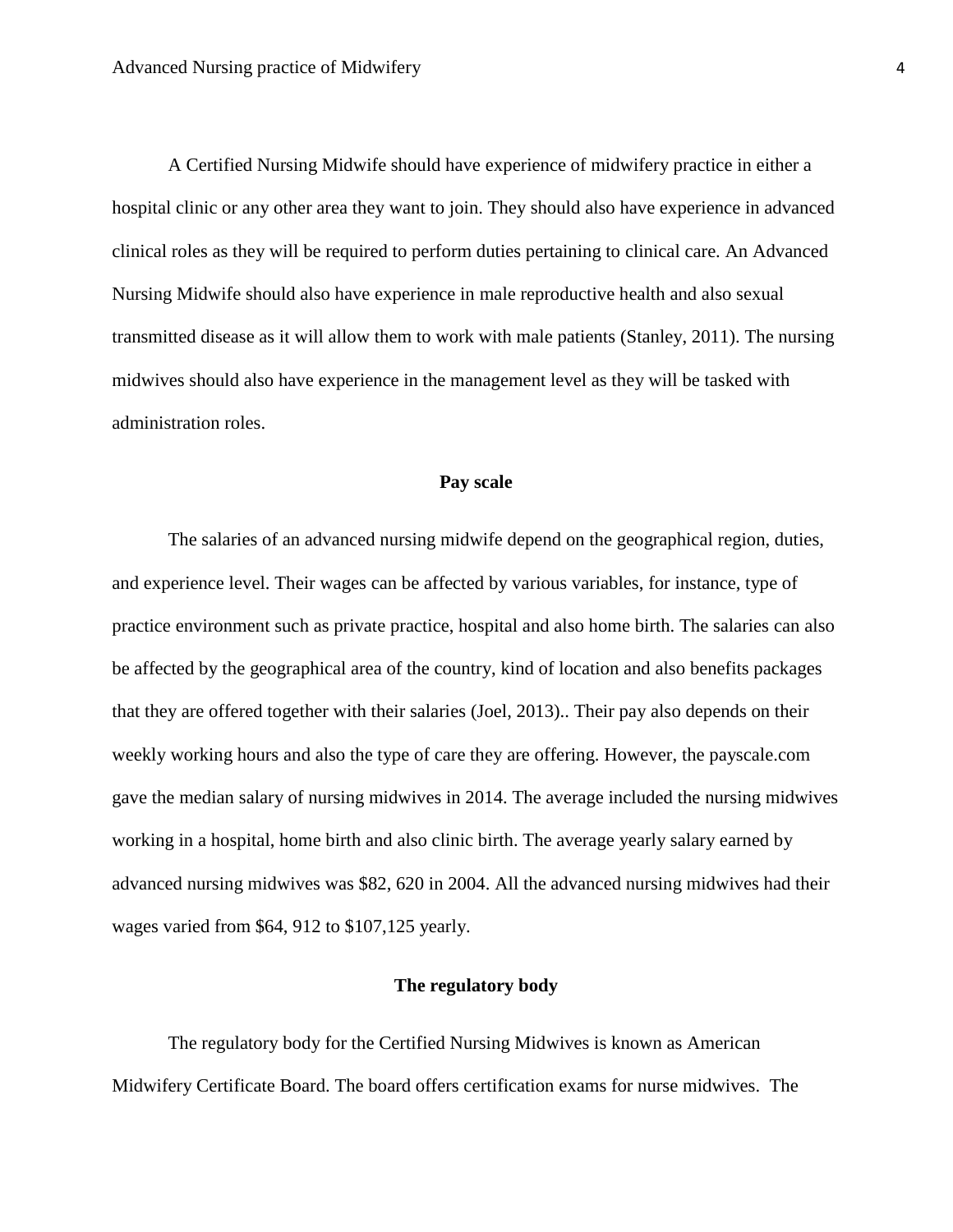A Certified Nursing Midwife should have experience of midwifery practice in either a hospital clinic or any other area they want to join. They should also have experience in advanced clinical roles as they will be required to perform duties pertaining to clinical care. An Advanced Nursing Midwife should also have experience in male reproductive health and also sexual transmitted disease as it will allow them to work with male patients (Stanley, 2011). The nursing midwives should also have experience in the management level as they will be tasked with administration roles.

## Pay scale

The salaries of an advanced nursing midwife depend on the geographical region, duties, and experience level. Their wages can be affected by various variables, for instance, type of practice environment such as private practice, hospital and also home birth. The salaries can also be affected by the geographical area of the country, kind of location and also benefits packages that they are offered together with their salaries (Joel, 2013).. Their pay also depends on their weekly working hours and also the type of care they are offering. However, the payscale.com gave the median salary of nursing midwives in 2014. The average included the nursing midwives working in a hospital, home birth and also clinic birth. The average yearly salary earned by advanced nursing midwives was $82, 620 in 2004. All the advanced nursing midwives had their wages varied from $64, 912 to $107,125 yearly.

## The regulatory body

The regulatory body for the Certified Nursing Midwives is known as American Midwifery Certificate Board. The board offers certification exams for nurse midwives. The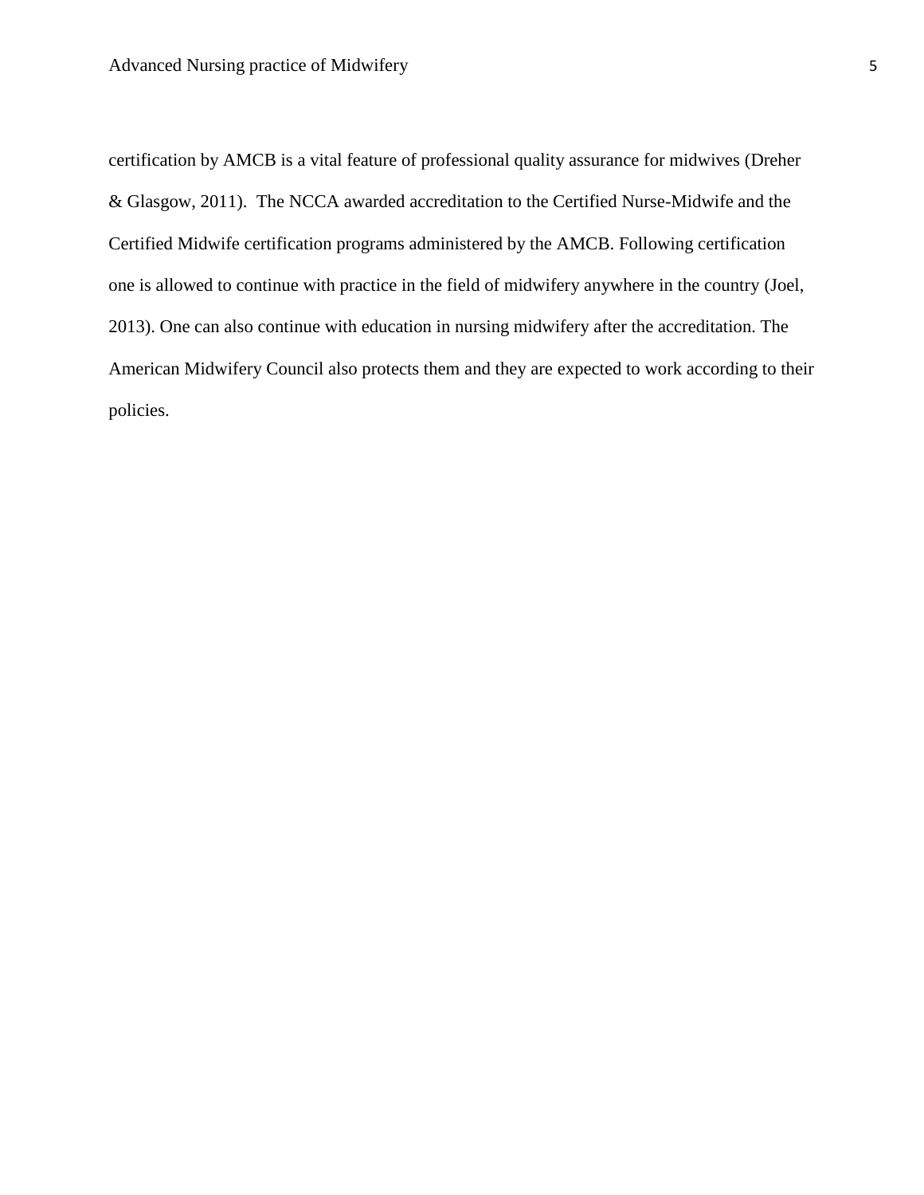certification by AMCB is a vital feature of professional quality assurance for midwives (Dreher & Glasgow, 2011). The NCCA awarded accreditation to the Certified Nurse-Midwife and the Certified Midwife certification programs administered by the AMCB. Following certification one is allowed to continue with practice in the field of midwifery anywhere in the country (Joel, 2013). One can also continue with education in nursing midwifery after the accreditation. The American Midwifery Council also protects them and they are expected to work according to their policies.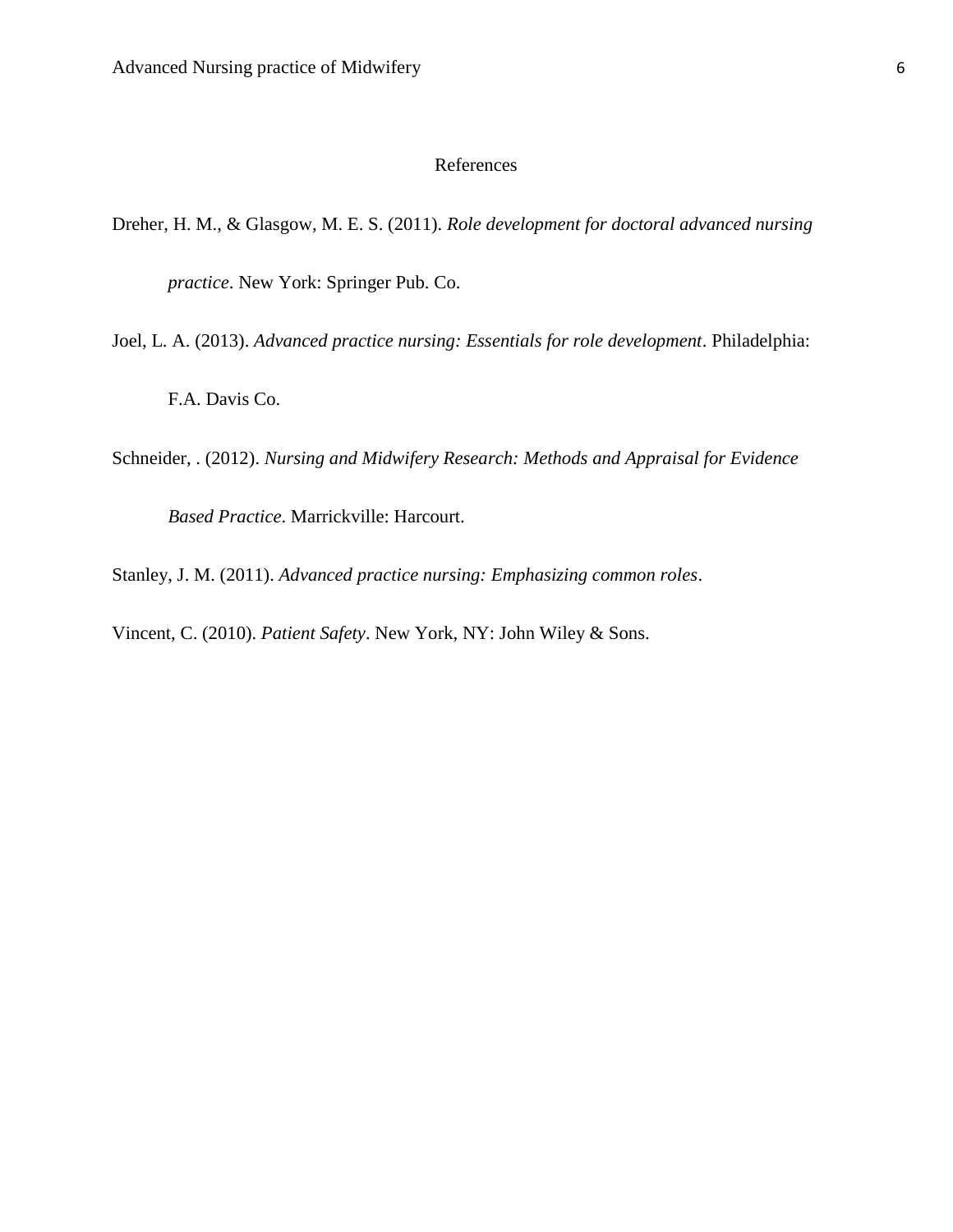# References

Dreher, H. M., & Glasgow, M. E. S. (2011). *Role development for doctoral advanced nursing practice*. New York: Springer Pub. Co.

Joel, L. A. (2013). *Advanced practice nursing: Essentials for role development*. Philadelphia: F.A. Davis Co.

Schneider, . (2012). *Nursing and Midwifery Research: Methods and Appraisal for Evidence Based Practice*. Marrickville: Harcourt.

Stanley, J. M. (2011). *Advanced practice nursing: Emphasizing common roles*.

Vincent, C. (2010). *Patient Safety*. New York, NY: John Wiley & Sons.